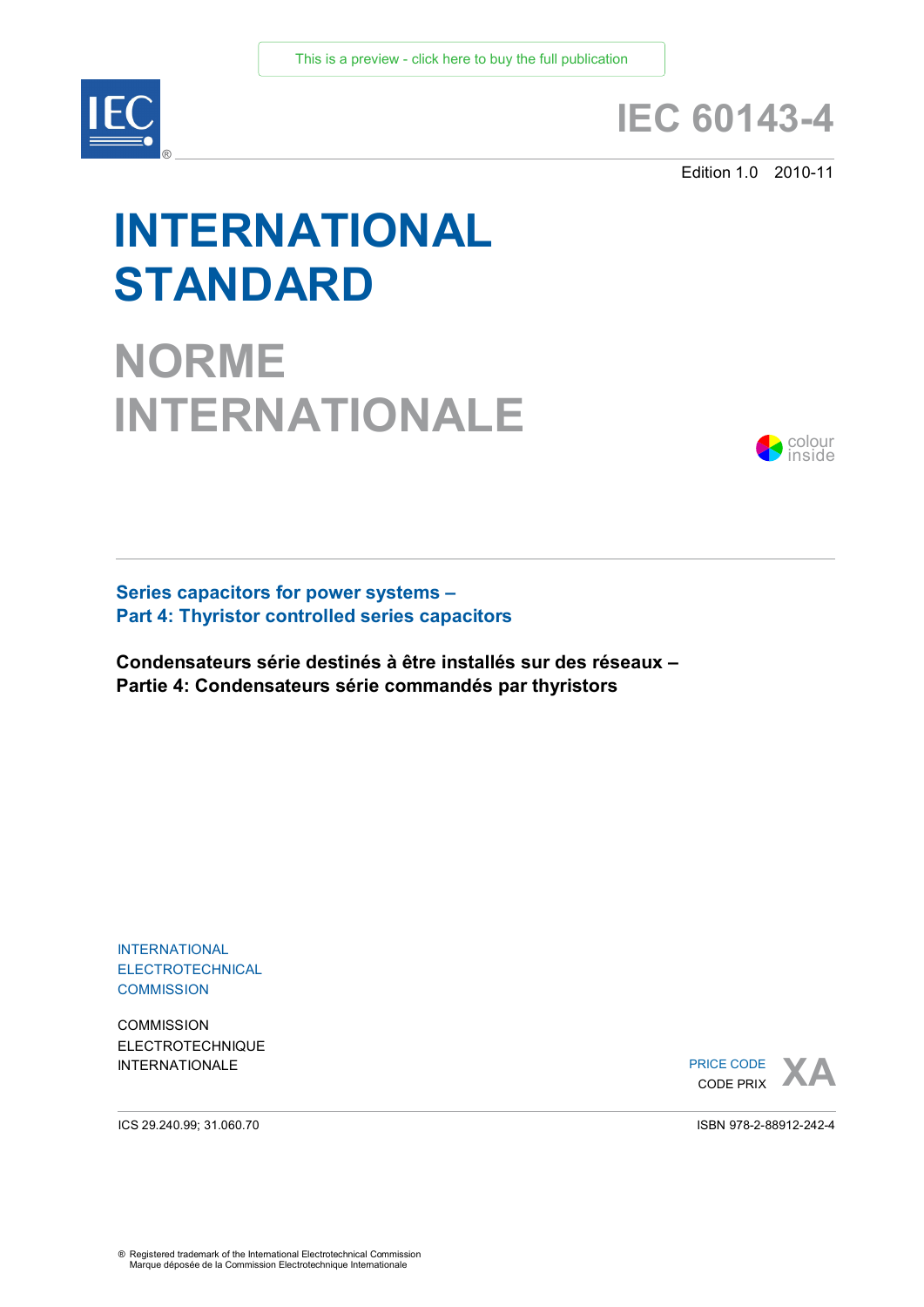This is a preview - click here to buy the full publication

IEC 60143-4

Edition 1.0 2010-11

# INTERNATIONAL STANDARD

# NORME INTERNATIONALE

colour inside

**Series capacitors for power systems –**
**Part 4: Thyristor controlled series capacitors**

**Condensateurs série destinés à être installés sur des réseaux –**
**Partie 4: Condensateurs série commandés par thyristors**

INTERNATIONAL
ELECTROTECHNICAL
COMMISSION

COMMISSION
ELECTROTECHNIQUE
INTERNATIONALE

PRICE CODE
CODE PRIX **XA**

ICS 29.240.99; 31.060.70

ISBN 978-2-88912-242-4

® Registered trademark of the International Electrotechnical Commission
Marque déposée de la Commission Electrotechnique Internationale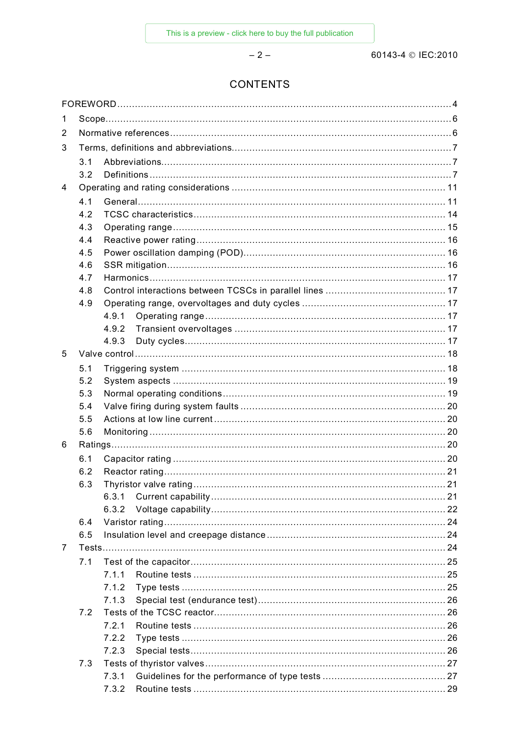# CONTENTS

FOREWORD ... 4
1 Scope ... 6
2 Normative references ... 6
3 Terms, definitions and abbreviations ... 7
 3.1 Abbreviations ... 7
 3.2 Definitions ... 7
4 Operating and rating considerations ... 11
 4.1 General ... 11
 4.2 TCSC characteristics ... 14
 4.3 Operating range ... 15
 4.4 Reactive power rating ... 16
 4.5 Power oscillation damping (POD) ... 16
 4.6 SSR mitigation ... 16
 4.7 Harmonics ... 17
 4.8 Control interactions between TCSCs in parallel lines ... 17
 4.9 Operating range, overvoltages and duty cycles ... 17
  4.9.1 Operating range ... 17
  4.9.2 Transient overvoltages ... 17
  4.9.3 Duty cycles ... 17
5 Valve control ... 18
 5.1 Triggering system ... 18
 5.2 System aspects ... 19
 5.3 Normal operating conditions ... 19
 5.4 Valve firing during system faults ... 20
 5.5 Actions at low line current ... 20
 5.6 Monitoring ... 20
6 Ratings ... 20
 6.1 Capacitor rating ... 20
 6.2 Reactor rating ... 21
 6.3 Thyristor valve rating ... 21
  6.3.1 Current capability ... 21
  6.3.2 Voltage capability ... 22
 6.4 Varistor rating ... 24
 6.5 Insulation level and creepage distance ... 24
7 Tests ... 24
 7.1 Test of the capacitor ... 25
  7.1.1 Routine tests ... 25
  7.1.2 Type tests ... 25
  7.1.3 Special test (endurance test) ... 26
 7.2 Tests of the TCSC reactor ... 26
  7.2.1 Routine tests ... 26
  7.2.2 Type tests ... 26
  7.2.3 Special tests ... 26
 7.3 Tests of thyristor valves ... 27
  7.3.1 Guidelines for the performance of type tests ... 27
  7.3.2 Routine tests ... 29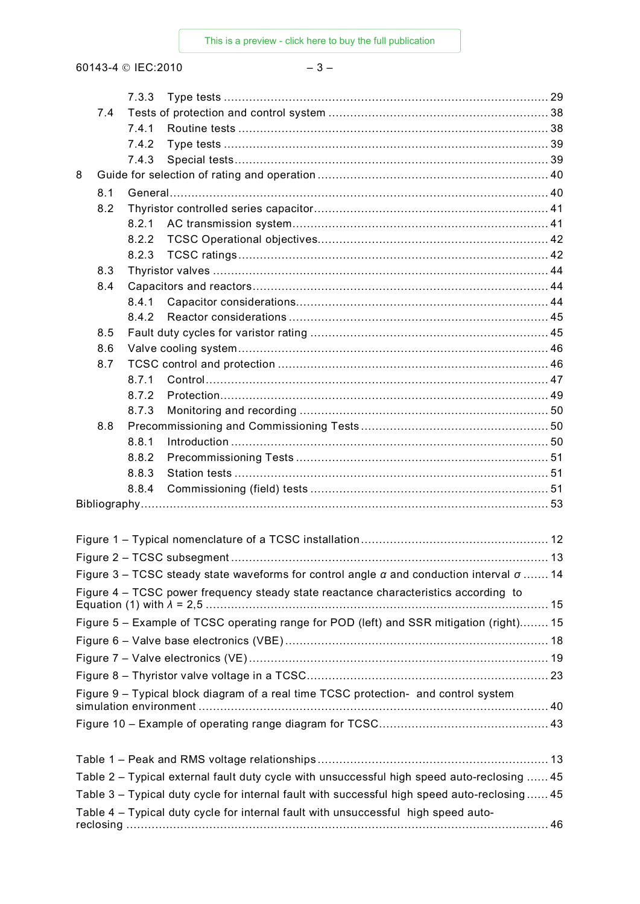7.3.3 Type tests ........................................................................................... 29

7.4 Tests of protection and control system ............................................................ 38

7.4.1 Routine tests ....................................................................................... 38

7.4.2 Type tests ........................................................................................... 39

7.4.3 Special tests ........................................................................................ 39

8 Guide for selection of rating and operation ............................................................... 40

8.1 General ....................................................................................................... 40

8.2 Thyristor controlled series capacitor ................................................................ 41

8.2.1 AC transmission system ....................................................................... 41

8.2.2 TCSC Operational objectives ................................................................ 42

8.2.3 TCSC ratings ....................................................................................... 42

8.3 Thyristor valves ............................................................................................ 44

8.4 Capacitors and reactors ................................................................................. 44

8.4.1 Capacitor considerations ...................................................................... 44

8.4.2 Reactor considerations ......................................................................... 45

8.5 Fault duty cycles for varistor rating ................................................................. 45

8.6 Valve cooling system ..................................................................................... 46

8.7 TCSC control and protection .......................................................................... 46

8.7.1 Control ................................................................................................ 47

8.7.2 Protection ............................................................................................ 49

8.7.3 Monitoring and recording ..................................................................... 50

8.8 Precommissioning and Commissioning Tests .................................................... 50

8.8.1 Introduction ......................................................................................... 50

8.8.2 Precommissioning Tests ....................................................................... 51

8.8.3 Station tests ........................................................................................ 51

8.8.4 Commissioning (field) tests ................................................................... 51

Bibliography ................................................................................................................. 53

Figure 1 – Typical nomenclature of a TCSC installation ................................................... 12

Figure 2 – TCSC subsegment ........................................................................................ 13

Figure 3 – TCSC steady state waveforms for control angle $\alpha$ and conduction interval $\sigma$ ....... 14

Figure 4 – TCSC power frequency steady state reactance characteristics according to Equation (1) with $\lambda$ = 2,5 .............................................................................................. 15

Figure 5 – Example of TCSC operating range for POD (left) and SSR mitigation (right)........ 15

Figure 6 – Valve base electronics (VBE) ......................................................................... 18

Figure 7 – Valve electronics (VE) ................................................................................... 19

Figure 8 – Thyristor valve voltage in a TCSC ................................................................... 23

Figure 9 – Typical block diagram of a real time TCSC protection- and control system simulation environment ................................................................................................. 40

Figure 10 – Example of operating range diagram for TCSC ............................................... 43

Table 1 – Peak and RMS voltage relationships ................................................................ 13

Table 2 – Typical external fault duty cycle with unsuccessful high speed auto-reclosing ...... 45

Table 3 – Typical duty cycle for internal fault with successful high speed auto-reclosing ...... 45

Table 4 – Typical duty cycle for internal fault with unsuccessful high speed auto-reclosing ..................................................................................................................... 46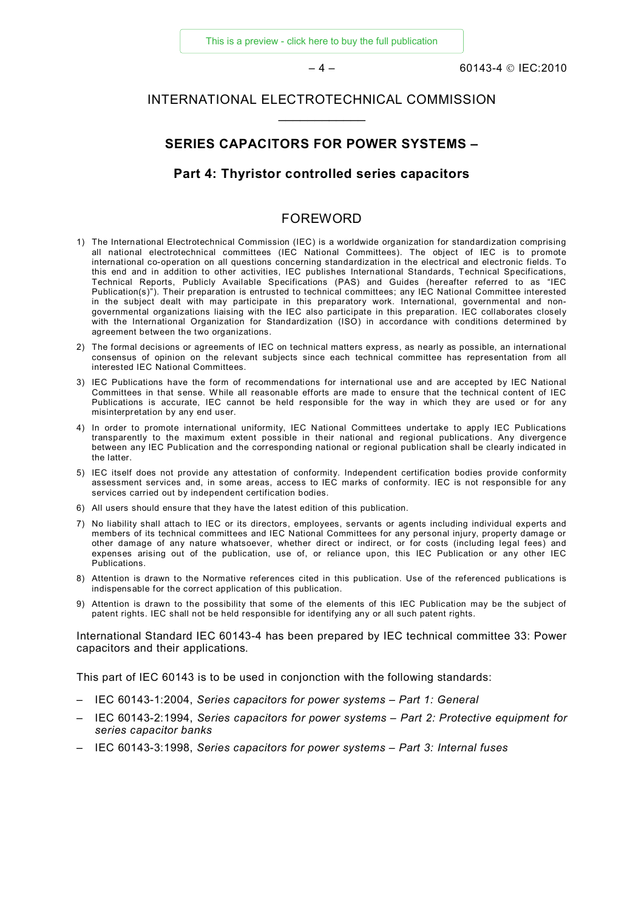# INTERNATIONAL ELECTROTECHNICAL COMMISSION

## SERIES CAPACITORS FOR POWER SYSTEMS –

## Part 4: Thyristor controlled series capacitors

## FOREWORD

1) The International Electrotechnical Commission (IEC) is a worldwide organization for standardization comprising all national electrotechnical committees (IEC National Committees). The object of IEC is to promote international co-operation on all questions concerning standardization in the electrical and electronic fields. To this end and in addition to other activities, IEC publishes International Standards, Technical Specifications, Technical Reports, Publicly Available Specifications (PAS) and Guides (hereafter referred to as "IEC Publication(s)"). Their preparation is entrusted to technical committees; any IEC National Committee interested in the subject dealt with may participate in this preparatory work. International, governmental and non-governmental organizations liaising with the IEC also participate in this preparation. IEC collaborates closely with the International Organization for Standardization (ISO) in accordance with conditions determined by agreement between the two organizations.
2) The formal decisions or agreements of IEC on technical matters express, as nearly as possible, an international consensus of opinion on the relevant subjects since each technical committee has representation from all interested IEC National Committees.
3) IEC Publications have the form of recommendations for international use and are accepted by IEC National Committees in that sense. While all reasonable efforts are made to ensure that the technical content of IEC Publications is accurate, IEC cannot be held responsible for the way in which they are used or for any misinterpretation by any end user.
4) In order to promote international uniformity, IEC National Committees undertake to apply IEC Publications transparently to the maximum extent possible in their national and regional publications. Any divergence between any IEC Publication and the corresponding national or regional publication shall be clearly indicated in the latter.
5) IEC itself does not provide any attestation of conformity. Independent certification bodies provide conformity assessment services and, in some areas, access to IEC marks of conformity. IEC is not responsible for any services carried out by independent certification bodies.
6) All users should ensure that they have the latest edition of this publication.
7) No liability shall attach to IEC or its directors, employees, servants or agents including individual experts and members of its technical committees and IEC National Committees for any personal injury, property damage or other damage of any nature whatsoever, whether direct or indirect, or for costs (including legal fees) and expenses arising out of the publication, use of, or reliance upon, this IEC Publication or any other IEC Publications.
8) Attention is drawn to the Normative references cited in this publication. Use of the referenced publications is indispensable for the correct application of this publication.
9) Attention is drawn to the possibility that some of the elements of this IEC Publication may be the subject of patent rights. IEC shall not be held responsible for identifying any or all such patent rights.

International Standard IEC 60143-4 has been prepared by IEC technical committee 33: Power capacitors and their applications.

This part of IEC 60143 is to be used in conjonction with the following standards:

- IEC 60143-1:2004, *Series capacitors for power systems – Part 1: General*
- IEC 60143-2:1994, *Series capacitors for power systems – Part 2: Protective equipment for series capacitor banks*
- IEC 60143-3:1998, *Series capacitors for power systems – Part 3: Internal fuses*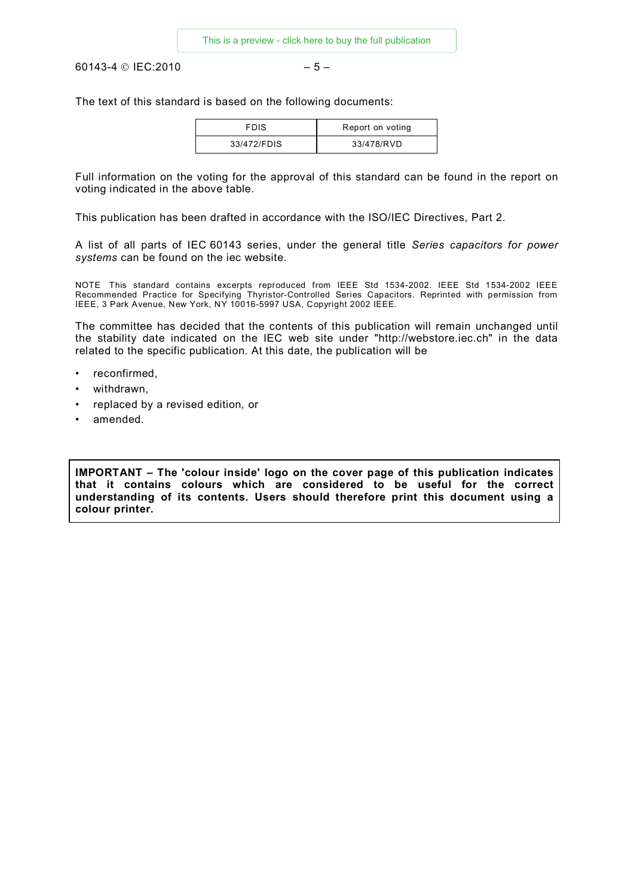The text of this standard is based on the following documents:

| FDIS | Report on voting |
|---|---|
| 33/472/FDIS | 33/478/RVD |

Full information on the voting for the approval of this standard can be found in the report on voting indicated in the above table.

This publication has been drafted in accordance with the ISO/IEC Directives, Part 2.

A list of all parts of IEC 60143 series, under the general title *Series capacitors for power systems* can be found on the iec website.

NOTE This standard contains excerpts reproduced from IEEE Std 1534-2002. IEEE Std 1534-2002 IEEE Recommended Practice for Specifying Thyristor-Controlled Series Capacitors. Reprinted with permission from IEEE, 3 Park Avenue, New York, NY 10016-5997 USA, Copyright 2002 IEEE.

The committee has decided that the contents of this publication will remain unchanged until the stability date indicated on the IEC web site under "http://webstore.iec.ch" in the data related to the specific publication. At this date, the publication will be

- reconfirmed,
- withdrawn,
- replaced by a revised edition, or
- amended.

**IMPORTANT – The 'colour inside' logo on the cover page of this publication indicates that it contains colours which are considered to be useful for the correct understanding of its contents. Users should therefore print this document using a colour printer.**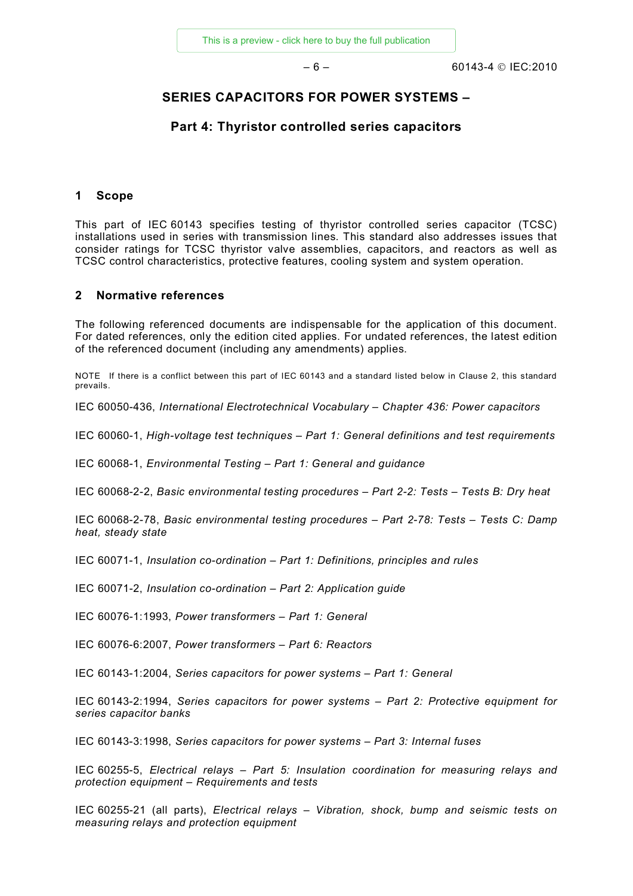# SERIES CAPACITORS FOR POWER SYSTEMS –

## Part 4: Thyristor controlled series capacitors

### 1 Scope

This part of IEC 60143 specifies testing of thyristor controlled series capacitor (TCSC) installations used in series with transmission lines. This standard also addresses issues that consider ratings for TCSC thyristor valve assemblies, capacitors, and reactors as well as TCSC control characteristics, protective features, cooling system and system operation.

### 2 Normative references

The following referenced documents are indispensable for the application of this document. For dated references, only the edition cited applies. For undated references, the latest edition of the referenced document (including any amendments) applies.

NOTE If there is a conflict between this part of IEC 60143 and a standard listed below in Clause 2, this standard prevails.

IEC 60050-436, *International Electrotechnical Vocabulary – Chapter 436: Power capacitors*

IEC 60060-1, *High-voltage test techniques – Part 1: General definitions and test requirements*

IEC 60068-1, *Environmental Testing – Part 1: General and guidance*

IEC 60068-2-2, *Basic environmental testing procedures – Part 2-2: Tests – Tests B: Dry heat*

IEC 60068-2-78, *Basic environmental testing procedures – Part 2-78: Tests – Tests C: Damp heat, steady state*

IEC 60071-1, *Insulation co-ordination – Part 1: Definitions, principles and rules*

IEC 60071-2, *Insulation co-ordination – Part 2: Application guide*

IEC 60076-1:1993, *Power transformers – Part 1: General*

IEC 60076-6:2007, *Power transformers – Part 6: Reactors*

IEC 60143-1:2004, *Series capacitors for power systems – Part 1: General*

IEC 60143-2:1994, *Series capacitors for power systems – Part 2: Protective equipment for series capacitor banks*

IEC 60143-3:1998, *Series capacitors for power systems – Part 3: Internal fuses*

IEC 60255-5, *Electrical relays – Part 5: Insulation coordination for measuring relays and protection equipment – Requirements and tests*

IEC 60255-21 (all parts), *Electrical relays – Vibration, shock, bump and seismic tests on measuring relays and protection equipment*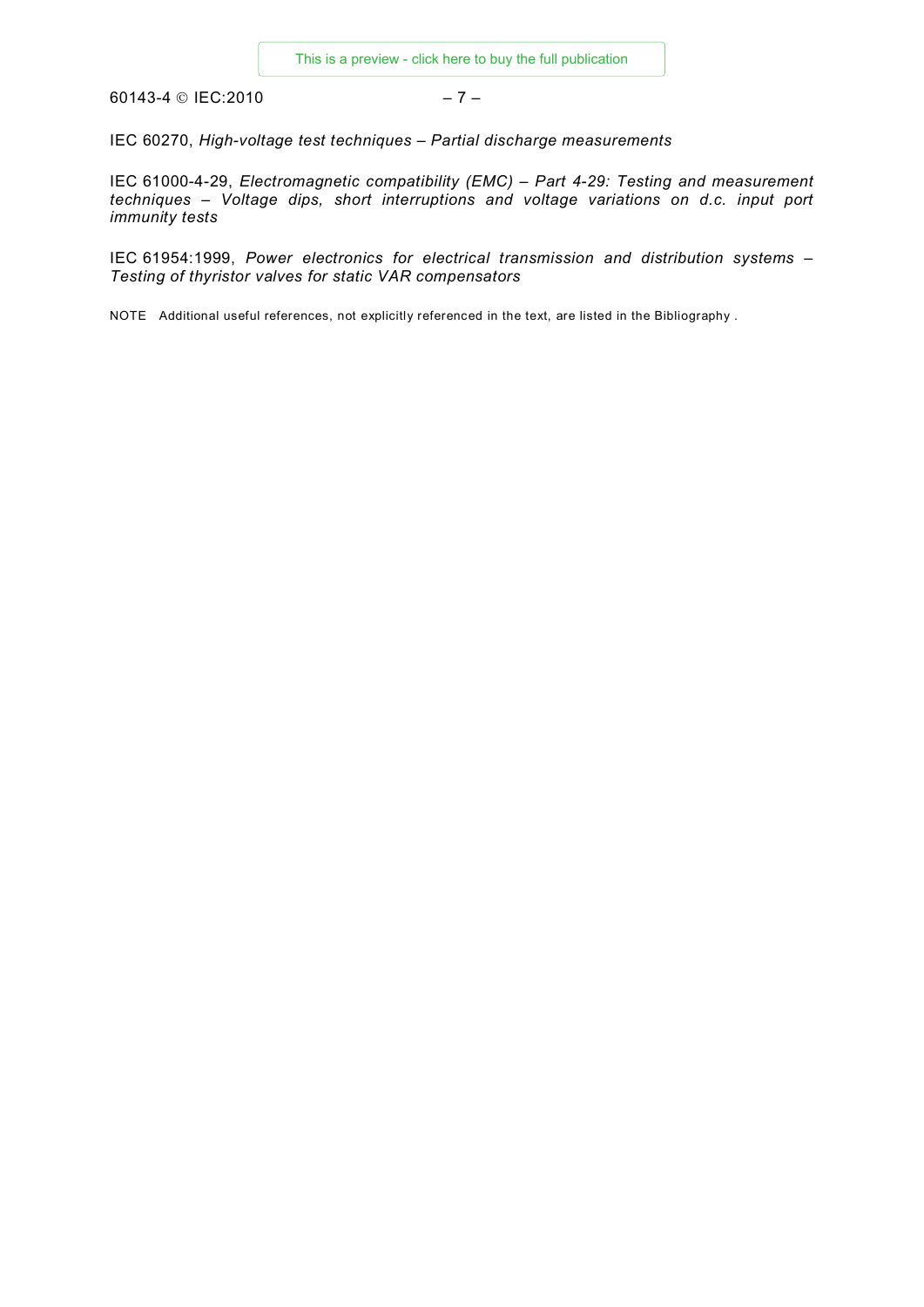IEC 60270, *High-voltage test techniques – Partial discharge measurements*

IEC 61000-4-29, *Electromagnetic compatibility (EMC) – Part 4-29: Testing and measurement techniques – Voltage dips, short interruptions and voltage variations on d.c. input port immunity tests*

IEC 61954:1999, *Power electronics for electrical transmission and distribution systems – Testing of thyristor valves for static VAR compensators*

NOTE Additional useful references, not explicitly referenced in the text, are listed in the Bibliography .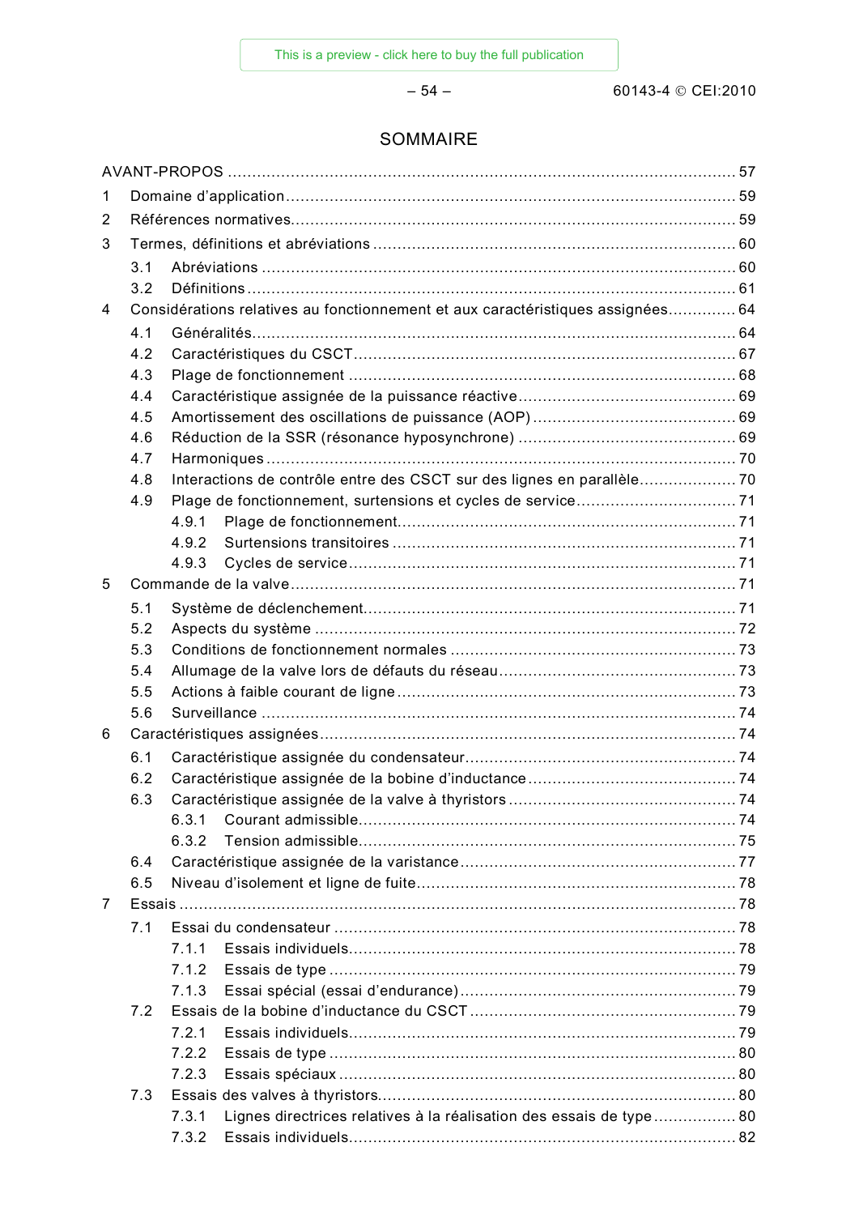# SOMMAIRE

AVANT-PROPOS ........................................................................................................ 57

1 Domaine d'application ............................................................................................ 59

2 Références normatives ........................................................................................... 59

3 Termes, définitions et abréviations ........................................................................ 60

 3.1 Abréviations ..................................................................................................... 60

 3.2 Définitions ......................................................................................................... 61

4 Considérations relatives au fonctionnement et aux caractéristiques assignées ............. 64

 4.1 Généralités ........................................................................................................ 64

 4.2 Caractéristiques du CSCT ................................................................................. 67

 4.3 Plage de fonctionnement .................................................................................. 68

 4.4 Caractéristique assignée de la puissance réactive ........................................... 69

 4.5 Amortissement des oscillations de puissance (AOP) ......................................... 69

 4.6 Réduction de la SSR (résonance hyposynchrone) ............................................. 69

 4.7 Harmoniques ..................................................................................................... 70

 4.8 Interactions de contrôle entre des CSCT sur des lignes en parallèle .................. 70

 4.9 Plage de fonctionnement, surtensions et cycles de service ................................ 71

  4.9.1 Plage de fonctionnement ............................................................................. 71

  4.9.2 Surtensions transitoires ............................................................................... 71

  4.9.3 Cycles de service ......................................................................................... 71

5 Commande de la valve ............................................................................................ 71

 5.1 Système de déclenchement ............................................................................... 71

 5.2 Aspects du système ........................................................................................... 72

 5.3 Conditions de fonctionnement normales ............................................................ 73

 5.4 Allumage de la valve lors de défauts du réseau ................................................. 73

 5.5 Actions à faible courant de ligne ........................................................................ 73

 5.6 Surveillance ....................................................................................................... 74

6 Caractéristiques assignées ..................................................................................... 74

 6.1 Caractéristique assignée du condensateur ......................................................... 74

 6.2 Caractéristique assignée de la bobine d'inductance ........................................... 74

 6.3 Caractéristique assignée de la valve à thyristors ............................................... 74

  6.3.1 Courant admissible ...................................................................................... 74

  6.3.2 Tension admissible ....................................................................................... 75

 6.4 Caractéristique assignée de la varistance .......................................................... 77

 6.5 Niveau d'isolement et ligne de fuite .................................................................... 78

7 Essais ..................................................................................................................... 78

 7.1 Essai du condensateur ...................................................................................... 78

  7.1.1 Essais individuels ......................................................................................... 78

  7.1.2 Essais de type .............................................................................................. 79

  7.1.3 Essai spécial (essai d'endurance) ................................................................. 79

 7.2 Essais de la bobine d'inductance du CSCT ........................................................ 79

  7.2.1 Essais individuels ......................................................................................... 79

  7.2.2 Essais de type .............................................................................................. 80

  7.2.3 Essais spéciaux ............................................................................................ 80

 7.3 Essais des valves à thyristors ........................................................................... 80

  7.3.1 Lignes directrices relatives à la réalisation des essais de type ..................... 80

  7.3.2 Essais individuels ......................................................................................... 82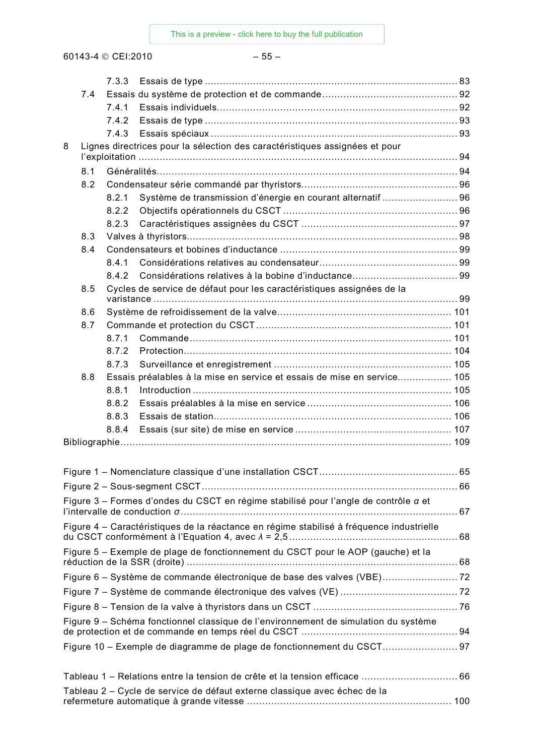7.3.3 Essais de type .......................................................................................... 83

7.4 Essais du système de protection et de commande ............................................. 92

7.4.1 Essais individuels ............................................................................... 92

7.4.2 Essais de type .......................................................................................... 93

7.4.3 Essais spéciaux ...................................................................................... 93

8 Lignes directrices pour la sélection des caractéristiques assignées et pour l'exploitation ........................................................................................................ 94

8.1 Généralités .................................................................................................... 94

8.2 Condensateur série commandé par thyristors .................................................... 96

8.2.1 Système de transmission d'énergie en courant alternatif ........................ 96

8.2.2 Objectifs opérationnels du CSCT ........................................................... 96

8.2.3 Caractéristiques assignées du CSCT ..................................................... 97

8.3 Valves à thyristors ........................................................................................... 98

8.4 Condensateurs et bobines d'inductance ............................................................ 99

8.4.1 Considérations relatives au condensateur ............................................... 99

8.4.2 Considérations relatives à la bobine d'inductance .................................... 99

8.5 Cycles de service de défaut pour les caractéristiques assignées de la varistance ....................................................................................................... 99

8.6 Système de refroidissement de la valve ........................................................... 101

8.7 Commande et protection du CSCT ................................................................. 101

8.7.1 Commande ........................................................................................ 101

8.7.2 Protection .......................................................................................... 104

8.7.3 Surveillance et enregistrement ............................................................ 105

8.8 Essais préalables à la mise en service et essais de mise en service ................... 105

8.8.1 Introduction ....................................................................................... 105

8.8.2 Essais préalables à la mise en service ................................................. 106

8.8.3 Essais de station ............................................................................... 106

8.8.4 Essais (sur site) de mise en service ..................................................... 107

Bibliographie ............................................................................................................. 109

Figure 1 – Nomenclature classique d'une installation CSCT ............................................. 65

Figure 2 – Sous-segment CSCT .................................................................................... 66

Figure 3 – Formes d'ondes du CSCT en régime stabilisé pour l'angle de contrôle $\alpha$ et l'intervalle de conduction $\sigma$ ............................................................................................ 67

Figure 4 – Caractéristiques de la réactance en régime stabilisé à fréquence industrielle du CSCT conformément à l'Equation 4, avec $\lambda$ = 2,5 ........................................................ 68

Figure 5 – Exemple de plage de fonctionnement du CSCT pour le AOP (gauche) et la réduction de la SSR (droite) ......................................................................................... 68

Figure 6 – Système de commande électronique de base des valves (VBE) ......................... 72

Figure 7 – Système de commande électronique des valves (VE) ....................................... 72

Figure 8 – Tension de la valve à thyristors dans un CSCT ................................................ 76

Figure 9 – Schéma fonctionnel classique de l'environnement de simulation du système de protection et de commande en temps réel du CSCT .................................................... 94

Figure 10 – Exemple de diagramme de plage de fonctionnement du CSCT ......................... 97

Tableau 1 – Relations entre la tension de crête et la tension efficace ................................ 66

Tableau 2 – Cycle de service de défaut externe classique avec échec de la refermeture automatique à grande vitesse ..................................................................... 100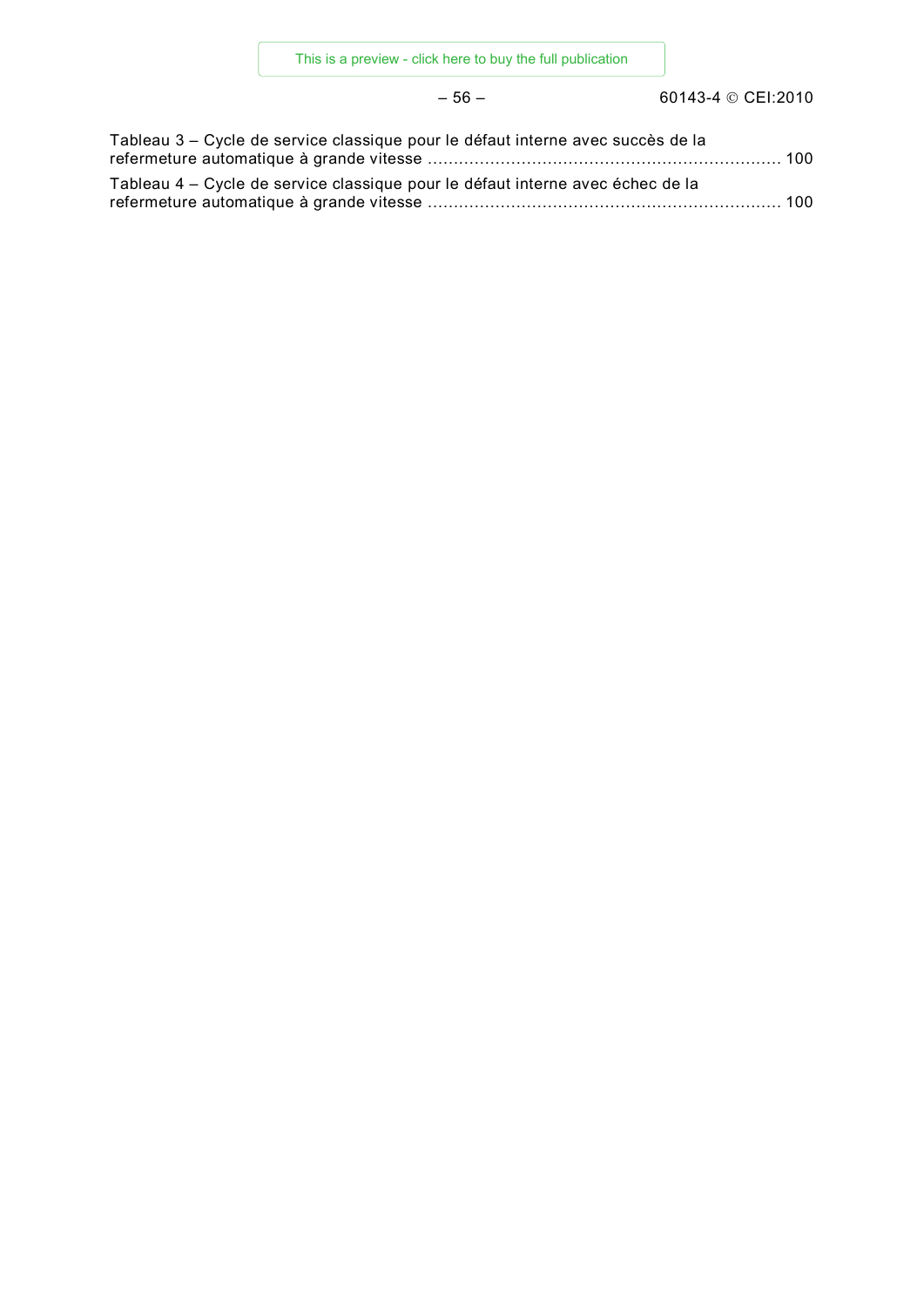Tableau 3 – Cycle de service classique pour le défaut interne avec succès de la refermeture automatique à grande vitesse ................................................................... 100

Tableau 4 – Cycle de service classique pour le défaut interne avec échec de la refermeture automatique à grande vitesse ................................................................... 100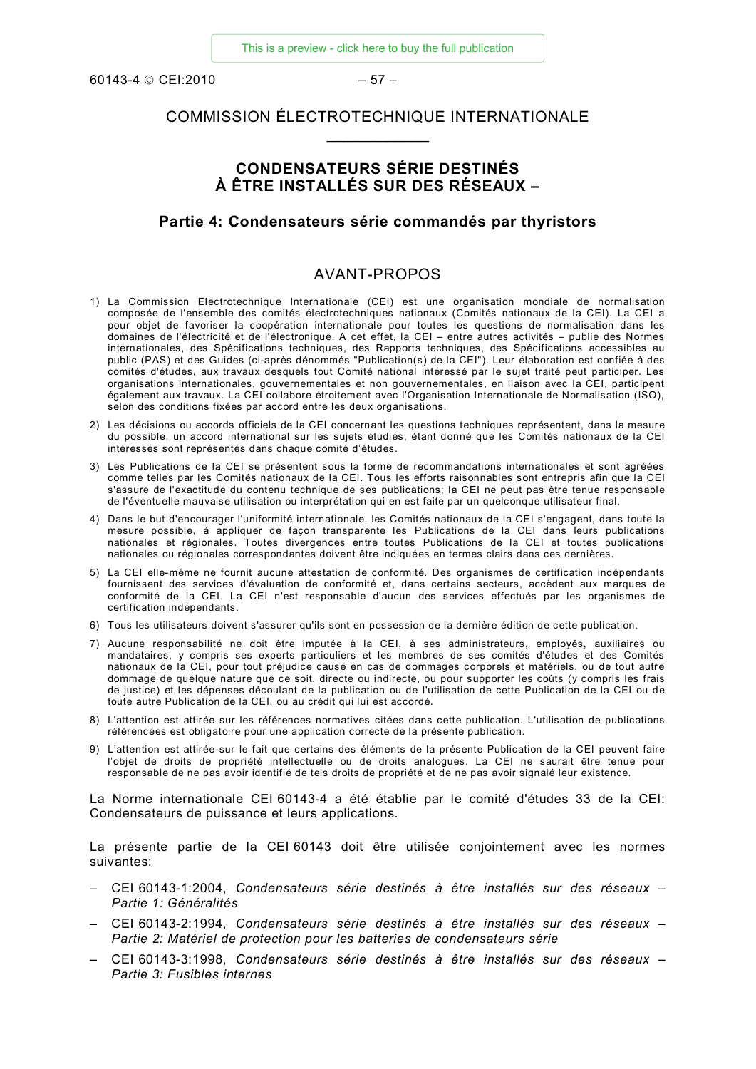COMMISSION ÉLECTROTECHNIQUE INTERNATIONALE

____________

# CONDENSATEURS SÉRIE DESTINÉS À ÊTRE INSTALLÉS SUR DES RÉSEAUX –

## Partie 4: Condensateurs série commandés par thyristors

## AVANT-PROPOS

1) La Commission Electrotechnique Internationale (CEI) est une organisation mondiale de normalisation composée de l'ensemble des comités électrotechniques nationaux (Comités nationaux de la CEI). La CEI a pour objet de favoriser la coopération internationale pour toutes les questions de normalisation dans les domaines de l'électricité et de l'électronique. A cet effet, la CEI – entre autres activités – publie des Normes internationales, des Spécifications techniques, des Rapports techniques, des Spécifications accessibles au public (PAS) et des Guides (ci-après dénommés "Publication(s) de la CEI"). Leur élaboration est confiée à des comités d'études, aux travaux desquels tout Comité national intéressé par le sujet traité peut participer. Les organisations internationales, gouvernementales et non gouvernementales, en liaison avec la CEI, participent également aux travaux. La CEI collabore étroitement avec l'Organisation Internationale de Normalisation (ISO), selon des conditions fixées par accord entre les deux organisations.

2) Les décisions ou accords officiels de la CEI concernant les questions techniques représentent, dans la mesure du possible, un accord international sur les sujets étudiés, étant donné que les Comités nationaux de la CEI intéressés sont représentés dans chaque comité d'études.

3) Les Publications de la CEI se présentent sous la forme de recommandations internationales et sont agréées comme telles par les Comités nationaux de la CEI. Tous les efforts raisonnables sont entrepris afin que la CEI s'assure de l'exactitude du contenu technique de ses publications; la CEI ne peut pas être tenue responsable de l'éventuelle mauvaise utilisation ou interprétation qui en est faite par un quelconque utilisateur final.

4) Dans le but d'encourager l'uniformité internationale, les Comités nationaux de la CEI s'engagent, dans toute la mesure possible, à appliquer de façon transparente les Publications de la CEI dans leurs publications nationales et régionales. Toutes divergences entre toutes Publications de la CEI et toutes publications nationales ou régionales correspondantes doivent être indiquées en termes clairs dans ces dernières.

5) La CEI elle-même ne fournit aucune attestation de conformité. Des organismes de certification indépendants fournissent des services d'évaluation de conformité et, dans certains secteurs, accèdent aux marques de conformité de la CEI. La CEI n'est responsable d'aucun des services effectués par les organismes de certification indépendants.

6) Tous les utilisateurs doivent s'assurer qu'ils sont en possession de la dernière édition de cette publication.

7) Aucune responsabilité ne doit être imputée à la CEI, à ses administrateurs, employés, auxiliaires ou mandataires, y compris ses experts particuliers et les membres de ses comités d'études et des Comités nationaux de la CEI, pour tout préjudice causé en cas de dommages corporels et matériels, ou de tout autre dommage de quelque nature que ce soit, directe ou indirecte, ou pour supporter les coûts (y compris les frais de justice) et les dépenses découlant de la publication ou de l'utilisation de cette Publication de la CEI ou de toute autre Publication de la CEI, ou au crédit qui lui est accordé.

8) L'attention est attirée sur les références normatives citées dans cette publication. L'utilisation de publications référencées est obligatoire pour une application correcte de la présente publication.

9) L'attention est attirée sur le fait que certains des éléments de la présente Publication de la CEI peuvent faire l'objet de droits de propriété intellectuelle ou de droits analogues. La CEI ne saurait être tenue pour responsable de ne pas avoir identifié de tels droits de propriété et de ne pas avoir signalé leur existence.

La Norme internationale CEI 60143-4 a été établie par le comité d'études 33 de la CEI: Condensateurs de puissance et leurs applications.

La présente partie de la CEI 60143 doit être utilisée conjointement avec les normes suivantes:

- CEI 60143-1:2004, *Condensateurs série destinés à être installés sur des réseaux – Partie 1: Généralités*
- CEI 60143-2:1994, *Condensateurs série destinés à être installés sur des réseaux – Partie 2: Matériel de protection pour les batteries de condensateurs série*
- CEI 60143-3:1998, *Condensateurs série destinés à être installés sur des réseaux – Partie 3: Fusibles internes*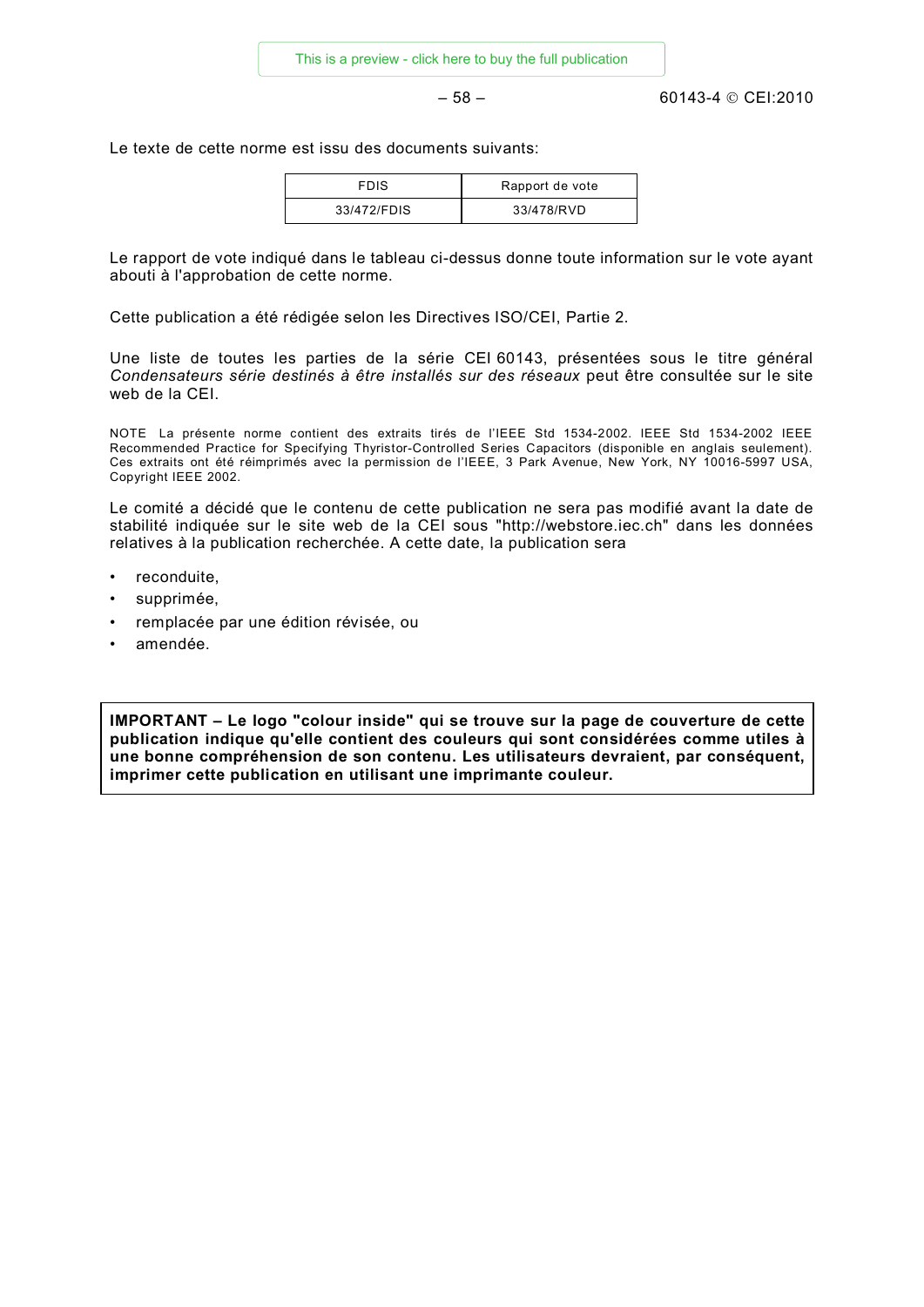Le texte de cette norme est issu des documents suivants:

| FDIS | Rapport de vote |
|---|---|
| 33/472/FDIS | 33/478/RVD |

Le rapport de vote indiqué dans le tableau ci-dessus donne toute information sur le vote ayant abouti à l'approbation de cette norme.

Cette publication a été rédigée selon les Directives ISO/CEI, Partie 2.

Une liste de toutes les parties de la série CEI 60143, présentées sous le titre général *Condensateurs série destinés à être installés sur des réseaux* peut être consultée sur le site web de la CEI.

NOTE La présente norme contient des extraits tirés de l'IEEE Std 1534-2002. IEEE Std 1534-2002 IEEE Recommended Practice for Specifying Thyristor-Controlled Series Capacitors (disponible en anglais seulement). Ces extraits ont été réimprimés avec la permission de l'IEEE, 3 Park Avenue, New York, NY 10016-5997 USA, Copyright IEEE 2002.

Le comité a décidé que le contenu de cette publication ne sera pas modifié avant la date de stabilité indiquée sur le site web de la CEI sous "http://webstore.iec.ch" dans les données relatives à la publication recherchée. A cette date, la publication sera

- reconduite,
- supprimée,
- remplacée par une édition révisée, ou
- amendée.

**IMPORTANT – Le logo "colour inside" qui se trouve sur la page de couverture de cette publication indique qu'elle contient des couleurs qui sont considérées comme utiles à une bonne compréhension de son contenu. Les utilisateurs devraient, par conséquent, imprimer cette publication en utilisant une imprimante couleur.**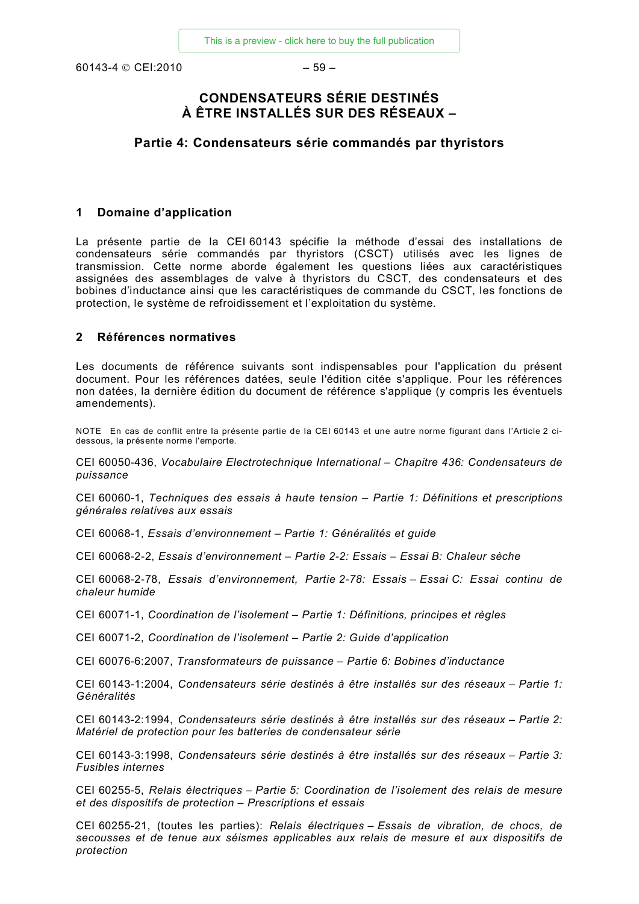# CONDENSATEURS SÉRIE DESTINÉS À ÊTRE INSTALLÉS SUR DES RÉSEAUX –

## Partie 4: Condensateurs série commandés par thyristors

## 1 Domaine d'application

La présente partie de la CEI 60143 spécifie la méthode d'essai des installations de condensateurs série commandés par thyristors (CSCT) utilisés avec les lignes de transmission. Cette norme aborde également les questions liées aux caractéristiques assignées des assemblages de valve à thyristors du CSCT, des condensateurs et des bobines d'inductance ainsi que les caractéristiques de commande du CSCT, les fonctions de protection, le système de refroidissement et l'exploitation du système.

## 2 Références normatives

Les documents de référence suivants sont indispensables pour l'application du présent document. Pour les références datées, seule l'édition citée s'applique. Pour les références non datées, la dernière édition du document de référence s'applique (y compris les éventuels amendements).

NOTE En cas de conflit entre la présente partie de la CEI 60143 et une autre norme figurant dans l'Article 2 ci-dessous, la présente norme l'emporte.

CEI 60050-436, *Vocabulaire Electrotechnique International – Chapitre 436: Condensateurs de puissance*

CEI 60060-1, *Techniques des essais à haute tension – Partie 1: Définitions et prescriptions générales relatives aux essais*

CEI 60068-1, *Essais d'environnement – Partie 1: Généralités et guide*

CEI 60068-2-2, *Essais d'environnement – Partie 2-2: Essais – Essai B: Chaleur sèche*

CEI 60068-2-78, *Essais d'environnement, Partie 2-78: Essais – Essai C: Essai continu de chaleur humide*

CEI 60071-1, *Coordination de l'isolement – Partie 1: Définitions, principes et règles*

CEI 60071-2, *Coordination de l'isolement – Partie 2: Guide d'application*

CEI 60076-6:2007, *Transformateurs de puissance – Partie 6: Bobines d'inductance*

CEI 60143-1:2004, *Condensateurs série destinés à être installés sur des réseaux – Partie 1: Généralités*

CEI 60143-2:1994, *Condensateurs série destinés à être installés sur des réseaux – Partie 2: Matériel de protection pour les batteries de condensateur série*

CEI 60143-3:1998, *Condensateurs série destinés à être installés sur des réseaux – Partie 3: Fusibles internes*

CEI 60255-5, *Relais électriques – Partie 5: Coordination de l'isolement des relais de mesure et des dispositifs de protection – Prescriptions et essais*

CEI 60255-21, (toutes les parties): *Relais électriques – Essais de vibration, de chocs, de secousses et de tenue aux séismes applicables aux relais de mesure et aux dispositifs de protection*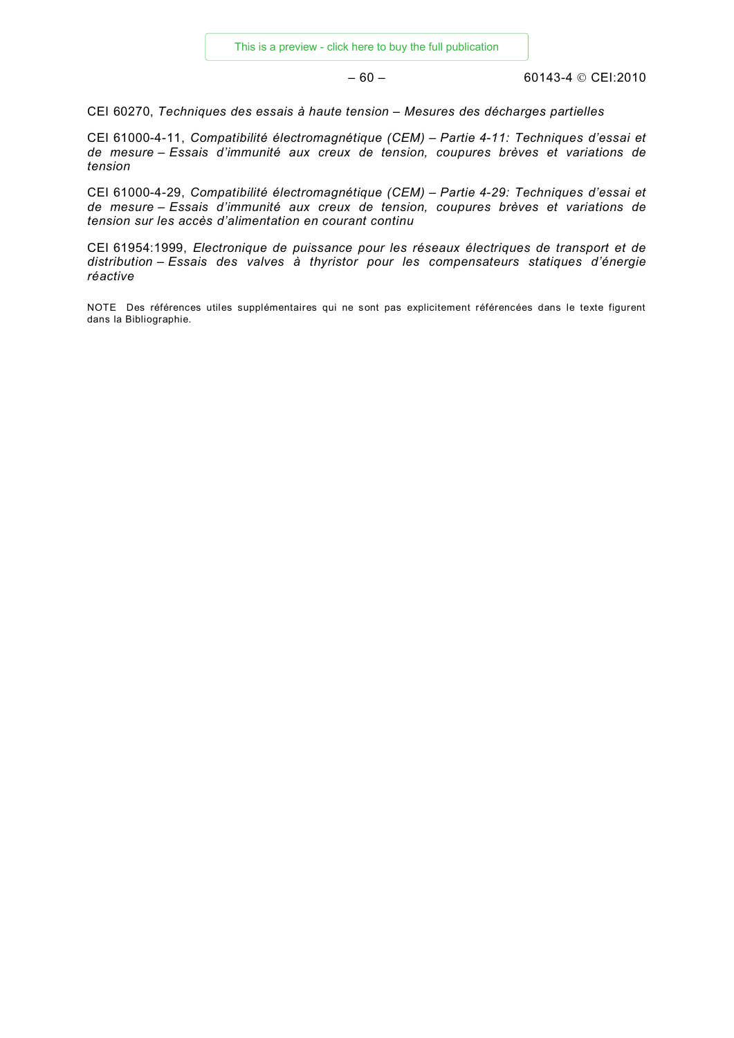CEI 60270, *Techniques des essais à haute tension – Mesures des décharges partielles*

CEI 61000-4-11, *Compatibilité électromagnétique (CEM) – Partie 4-11: Techniques d'essai et de mesure – Essais d'immunité aux creux de tension, coupures brèves et variations de tension*

CEI 61000-4-29, *Compatibilité électromagnétique (CEM) – Partie 4-29: Techniques d'essai et de mesure – Essais d'immunité aux creux de tension, coupures brèves et variations de tension sur les accès d'alimentation en courant continu*

CEI 61954:1999, *Electronique de puissance pour les réseaux électriques de transport et de distribution – Essais des valves à thyristor pour les compensateurs statiques d'énergie réactive*

NOTE Des références utiles supplémentaires qui ne sont pas explicitement référencées dans le texte figurent dans la Bibliographie.